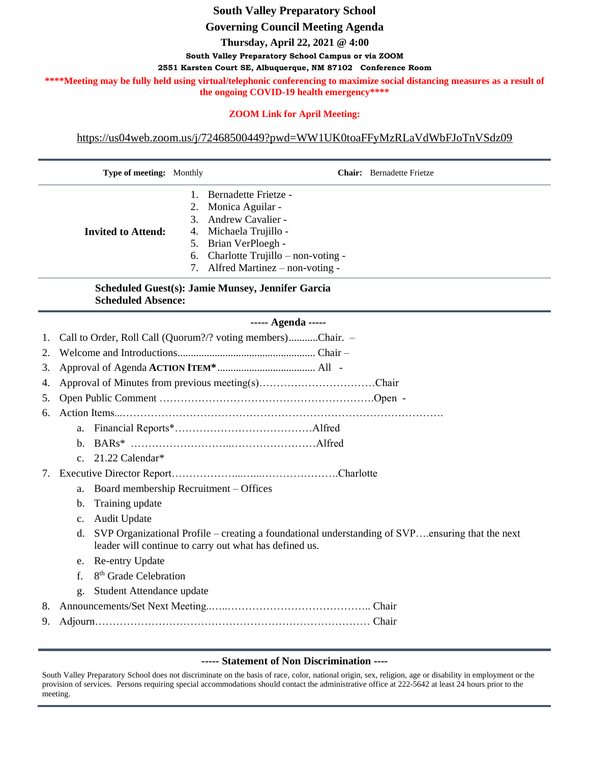# South Valley Preparatory School

## Governing Council Meeting Agenda

**Thursday, April 22, 2021 @ 4:00**

**South Valley Preparatory School Campus or via ZOOM**

**2551 Karsten Court SE, Albuquerque, NM 87102 Conference Room**

**\*\*\*\*Meeting may be fully held using virtual/telephonic conferencing to maximize social distancing measures as a result of the ongoing COVID-19 health emergency\*\*\*\***

**ZOOM Link for April Meeting:**

https://us04web.zoom.us/j/72468500449?pwd=WW1UK0toaFFyMzRLaVdWbFJoTnVSdz09

---

**Type of meeting:** Monthly **Chair:** Bernadette Frietze

**Invited to Attend:**

1. Bernadette Frietze -
2. Monica Aguilar -
3. Andrew Cavalier -
4. Michaela Trujillo -
5. Brian VerPloegh -
6. Charlotte Trujillo – non-voting -
7. Alfred Martinez – non-voting -

**Scheduled Guest(s): Jamie Munsey, Jennifer Garcia**
**Scheduled Absence:**

---

**----- Agenda -----**

1. Call to Order, Roll Call (Quorum?/? voting members)...........Chair. –
2. Welcome and Introductions.................................................... Chair –
3. Approval of Agenda **ACTION ITEM\***..................................... All -
4. Approval of Minutes from previous meeting(s)……………………………Chair
5. Open Public Comment ……………………………………………………Open -
6. Action Items...………………………………………………………………………….
   a. Financial Reports\*…………………………………Alfred
   b. BARs\* ………………………..……………………Alfred
   c. 21.22 Calendar\*
7. Executive Director Report………………...….....………………….Charlotte
   a. Board membership Recruitment – Offices
   b. Training update
   c. Audit Update
   d. SVP Organizational Profile – creating a foundational understanding of SVP….ensuring that the next leader will continue to carry out what has defined us.
   e. Re-entry Update
   f. 8th Grade Celebration
   g. Student Attendance update
8. Announcements/Set Next Meeting..…..………………………………….. Chair
9. Adjourn…………………………………………………………………… Chair

---

**----- Statement of Non Discrimination ----**

South Valley Preparatory School does not discriminate on the basis of race, color, national origin, sex, religion, age or disability in employment or the provision of services. Persons requiring special accommodations should contact the administrative office at 222-5642 at least 24 hours prior to the meeting.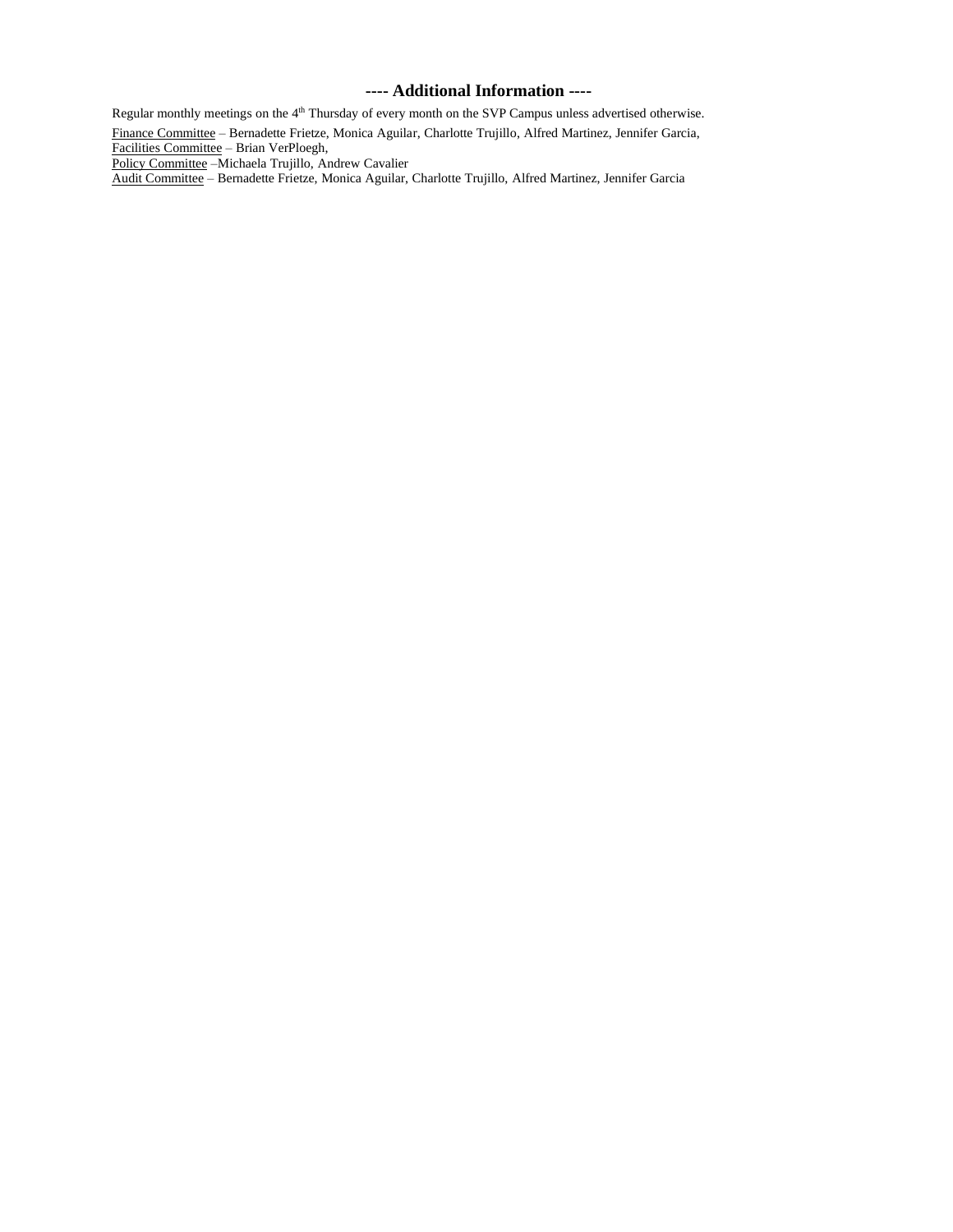## ---- Additional Information ----

Regular monthly meetings on the 4th Thursday of every month on the SVP Campus unless advertised otherwise.

Finance Committee – Bernadette Frietze, Monica Aguilar, Charlotte Trujillo, Alfred Martinez, Jennifer Garcia,
Facilities Committee – Brian VerPloegh,
Policy Committee –Michaela Trujillo, Andrew Cavalier
Audit Committee – Bernadette Frietze, Monica Aguilar, Charlotte Trujillo, Alfred Martinez, Jennifer Garcia